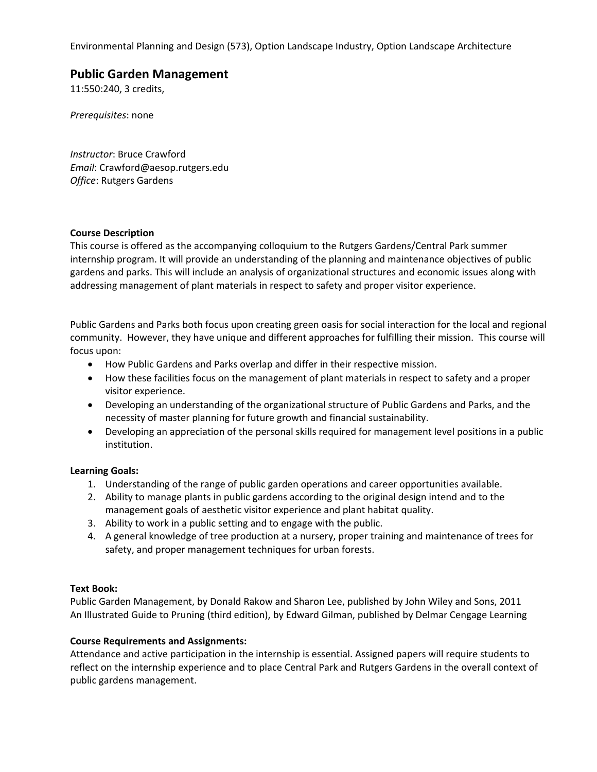Environmental Planning and Design (573), Option Landscape Industry, Option Landscape Architecture

# Public Garden Management

11:550:240, 3 credits,

*Prerequisites*: none

*Instructor*: Bruce Crawford
*Email*: Crawford@aesop.rutgers.edu
*Office*: Rutgers Gardens

**Course Description**

This course is offered as the accompanying colloquium to the Rutgers Gardens/Central Park summer internship program. It will provide an understanding of the planning and maintenance objectives of public gardens and parks. This will include an analysis of organizational structures and economic issues along with addressing management of plant materials in respect to safety and proper visitor experience.

Public Gardens and Parks both focus upon creating green oasis for social interaction for the local and regional community. However, they have unique and different approaches for fulfilling their mission. This course will focus upon:

- How Public Gardens and Parks overlap and differ in their respective mission.
- How these facilities focus on the management of plant materials in respect to safety and a proper visitor experience.
- Developing an understanding of the organizational structure of Public Gardens and Parks, and the necessity of master planning for future growth and financial sustainability.
- Developing an appreciation of the personal skills required for management level positions in a public institution.

**Learning Goals:**

1. Understanding of the range of public garden operations and career opportunities available.
2. Ability to manage plants in public gardens according to the original design intend and to the management goals of aesthetic visitor experience and plant habitat quality.
3. Ability to work in a public setting and to engage with the public.
4. A general knowledge of tree production at a nursery, proper training and maintenance of trees for safety, and proper management techniques for urban forests.

**Text Book:**

Public Garden Management, by Donald Rakow and Sharon Lee, published by John Wiley and Sons, 2011
An Illustrated Guide to Pruning (third edition), by Edward Gilman, published by Delmar Cengage Learning

**Course Requirements and Assignments:**

Attendance and active participation in the internship is essential. Assigned papers will require students to reflect on the internship experience and to place Central Park and Rutgers Gardens in the overall context of public gardens management.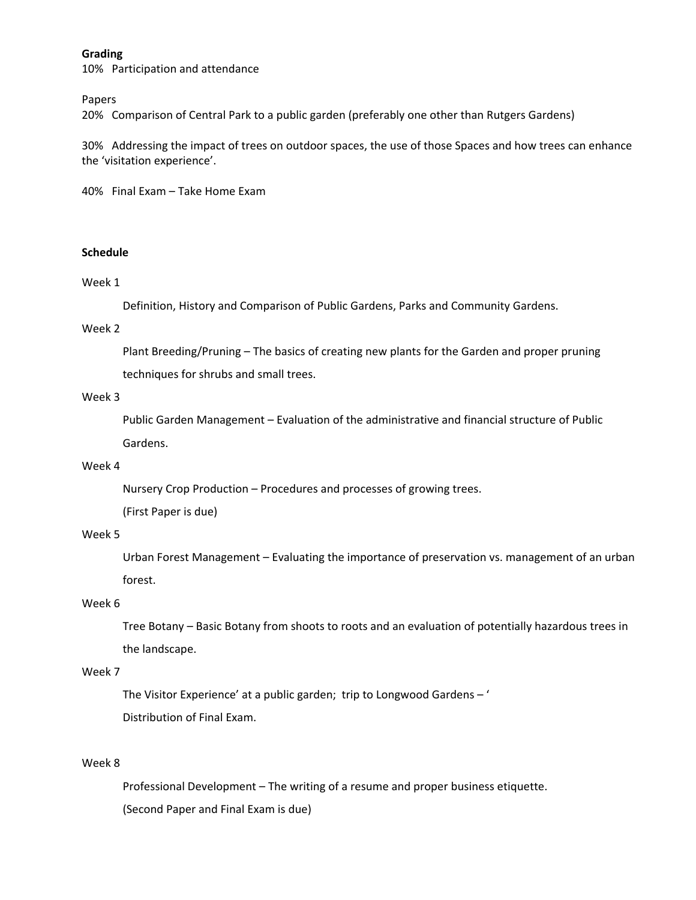**Grading**

10% Participation and attendance

Papers

20% Comparison of Central Park to a public garden (preferably one other than Rutgers Gardens)

30% Addressing the impact of trees on outdoor spaces, the use of those Spaces and how trees can enhance the 'visitation experience'.

40% Final Exam – Take Home Exam

**Schedule**

Week 1

Definition, History and Comparison of Public Gardens, Parks and Community Gardens.

Week 2

Plant Breeding/Pruning – The basics of creating new plants for the Garden and proper pruning techniques for shrubs and small trees.

Week 3

Public Garden Management – Evaluation of the administrative and financial structure of Public Gardens.

Week 4

Nursery Crop Production – Procedures and processes of growing trees.

(First Paper is due)

Week 5

Urban Forest Management – Evaluating the importance of preservation vs. management of an urban forest.

Week 6

Tree Botany – Basic Botany from shoots to roots and an evaluation of potentially hazardous trees in the landscape.

Week 7

The Visitor Experience' at a public garden; trip to Longwood Gardens – '

Distribution of Final Exam.

Week 8

Professional Development – The writing of a resume and proper business etiquette.

(Second Paper and Final Exam is due)